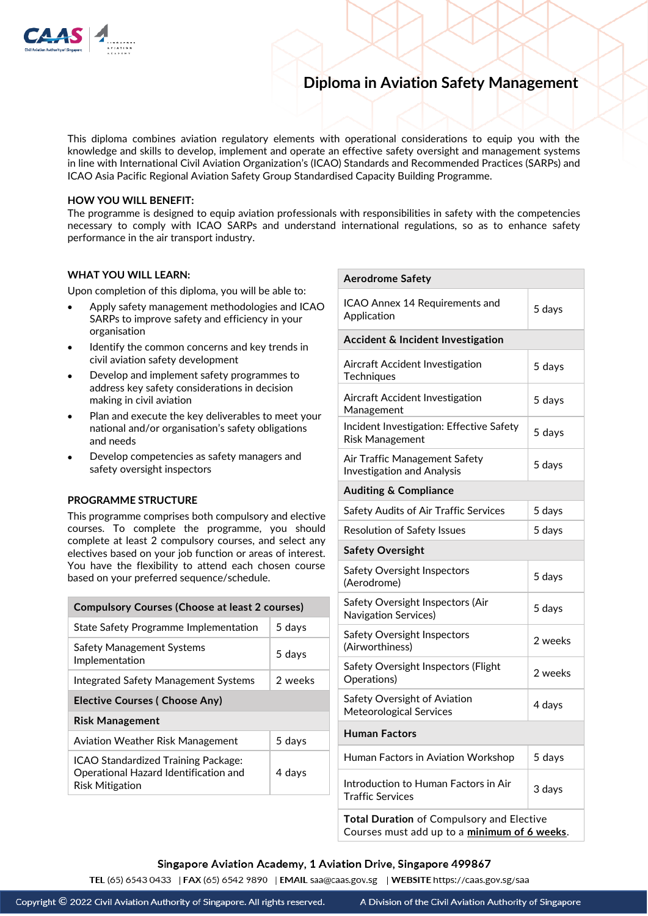# Diploma in Aviation Safety Management

This diploma combines aviation regulatory elements with operational considerations to equip you with the knowledge and skills to develop, implement and operate an effective safety oversight and management systems in line with International Civil Aviation Organization's (ICAO) Standards and Recommended Practices (SARPs) and ICAO Asia Pacific Regional Aviation Safety Group Standardised Capacity Building Programme.

**HOW YOU WILL BENEFIT:**
The programme is designed to equip aviation professionals with responsibilities in safety with the competencies necessary to comply with ICAO SARPs and understand international regulations, so as to enhance safety performance in the air transport industry.

**WHAT YOU WILL LEARN:**

Upon completion of this diploma, you will be able to:

- Apply safety management methodologies and ICAO SARPs to improve safety and efficiency in your organisation
- Identify the common concerns and key trends in civil aviation safety development
- Develop and implement safety programmes to address key safety considerations in decision making in civil aviation
- Plan and execute the key deliverables to meet your national and/or organisation's safety obligations and needs
- Develop competencies as safety managers and safety oversight inspectors

**PROGRAMME STRUCTURE**

This programme comprises both compulsory and elective courses. To complete the programme, you should complete at least 2 compulsory courses, and select any electives based on your job function or areas of interest. You have the flexibility to attend each chosen course based on your preferred sequence/schedule.

| **Compulsory Courses (Choose at least 2 courses)** | |
|---|---|
| State Safety Programme Implementation | 5 days |
| Safety Management Systems Implementation | 5 days |
| Integrated Safety Management Systems | 2 weeks |
| **Elective Courses ( Choose Any)** | |
| **Risk Management** | |
| Aviation Weather Risk Management | 5 days |
| ICAO Standardized Training Package: Operational Hazard Identification and Risk Mitigation | 4 days |
| **Aerodrome Safety** | |
| ICAO Annex 14 Requirements and Application | 5 days |
| **Accident & Incident Investigation** | |
| Aircraft Accident Investigation Techniques | 5 days |
| Aircraft Accident Investigation Management | 5 days |
| Incident Investigation: Effective Safety Risk Management | 5 days |
| Air Traffic Management Safety Investigation and Analysis | 5 days |
| **Auditing & Compliance** | |
| Safety Audits of Air Traffic Services | 5 days |
| Resolution of Safety Issues | 5 days |
| **Safety Oversight** | |
| Safety Oversight Inspectors (Aerodrome) | 5 days |
| Safety Oversight Inspectors (Air Navigation Services) | 5 days |
| Safety Oversight Inspectors (Airworthiness) | 2 weeks |
| Safety Oversight Inspectors (Flight Operations) | 2 weeks |
| Safety Oversight of Aviation Meteorological Services | 4 days |
| **Human Factors** | |
| Human Factors in Aviation Workshop | 5 days |
| Introduction to Human Factors in Air Traffic Services | 3 days |
| **Total Duration** of Compulsory and Elective Courses must add up to a **minimum of 6 weeks**. | |

Singapore Aviation Academy, 1 Aviation Drive, Singapore 499867

**TEL** (65) 6543 0433 | **FAX** (65) 6542 9890 | **EMAIL** saa@caas.gov.sg | **WEBSITE** https://caas.gov.sg/saa

Copyright © 2022 Civil Aviation Authority of Singapore. All rights reserved. A Division of the Civil Aviation Authority of Singapore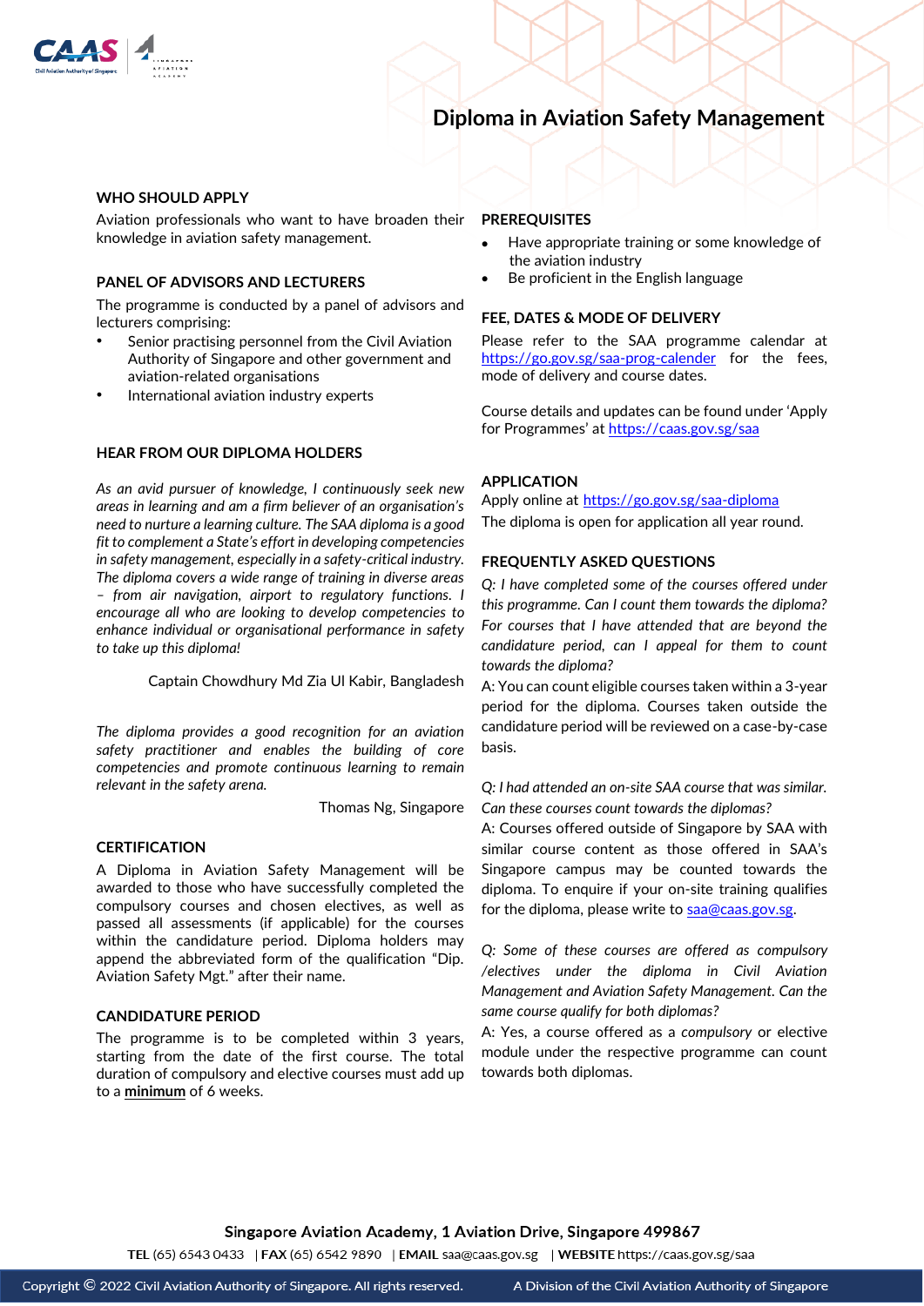# Diploma in Aviation Safety Management

## WHO SHOULD APPLY

Aviation professionals who want to have broaden their knowledge in aviation safety management.

## PANEL OF ADVISORS AND LECTURERS

The programme is conducted by a panel of advisors and lecturers comprising:

- Senior practising personnel from the Civil Aviation Authority of Singapore and other government and aviation-related organisations
- International aviation industry experts

## HEAR FROM OUR DIPLOMA HOLDERS

*As an avid pursuer of knowledge, I continuously seek new areas in learning and am a firm believer of an organisation's need to nurture a learning culture. The SAA diploma is a good fit to complement a State's effort in developing competencies in safety management, especially in a safety-critical industry. The diploma covers a wide range of training in diverse areas – from air navigation, airport to regulatory functions. I encourage all who are looking to develop competencies to enhance individual or organisational performance in safety to take up this diploma!*

Captain Chowdhury Md Zia Ul Kabir, Bangladesh

*The diploma provides a good recognition for an aviation safety practitioner and enables the building of core competencies and promote continuous learning to remain relevant in the safety arena.*

Thomas Ng, Singapore

## CERTIFICATION

A Diploma in Aviation Safety Management will be awarded to those who have successfully completed the compulsory courses and chosen electives, as well as passed all assessments (if applicable) for the courses within the candidature period. Diploma holders may append the abbreviated form of the qualification "Dip. Aviation Safety Mgt." after their name.

## CANDIDATURE PERIOD

The programme is to be completed within 3 years, starting from the date of the first course. The total duration of compulsory and elective courses must add up to a **minimum** of 6 weeks.

## PREREQUISITES

- Have appropriate training or some knowledge of the aviation industry
- Be proficient in the English language

## FEE, DATES & MODE OF DELIVERY

Please refer to the SAA programme calendar at https://go.gov.sg/saa-prog-calender for the fees, mode of delivery and course dates.

Course details and updates can be found under 'Apply for Programmes' at https://caas.gov.sg/saa

## APPLICATION

Apply online at https://go.gov.sg/saa-diploma

The diploma is open for application all year round.

## FREQUENTLY ASKED QUESTIONS

*Q: I have completed some of the courses offered under this programme. Can I count them towards the diploma? For courses that I have attended that are beyond the candidature period, can I appeal for them to count towards the diploma?*

A: You can count eligible courses taken within a 3-year period for the diploma. Courses taken outside the candidature period will be reviewed on a case-by-case basis.

*Q: I had attended an on-site SAA course that was similar. Can these courses count towards the diplomas?*

A: Courses offered outside of Singapore by SAA with similar course content as those offered in SAA's Singapore campus may be counted towards the diploma. To enquire if your on-site training qualifies for the diploma, please write to saa@caas.gov.sg.

*Q: Some of these courses are offered as compulsory /electives under the diploma in Civil Aviation Management and Aviation Safety Management. Can the same course qualify for both diplomas?*

A: Yes, a course offered as a *compulsory* or elective module under the respective programme can count towards both diplomas.

Singapore Aviation Academy, 1 Aviation Drive, Singapore 499867

**TEL** (65) 6543 0433 | **FAX** (65) 6542 9890 | **EMAIL** saa@caas.gov.sg | **WEBSITE** https://caas.gov.sg/saa